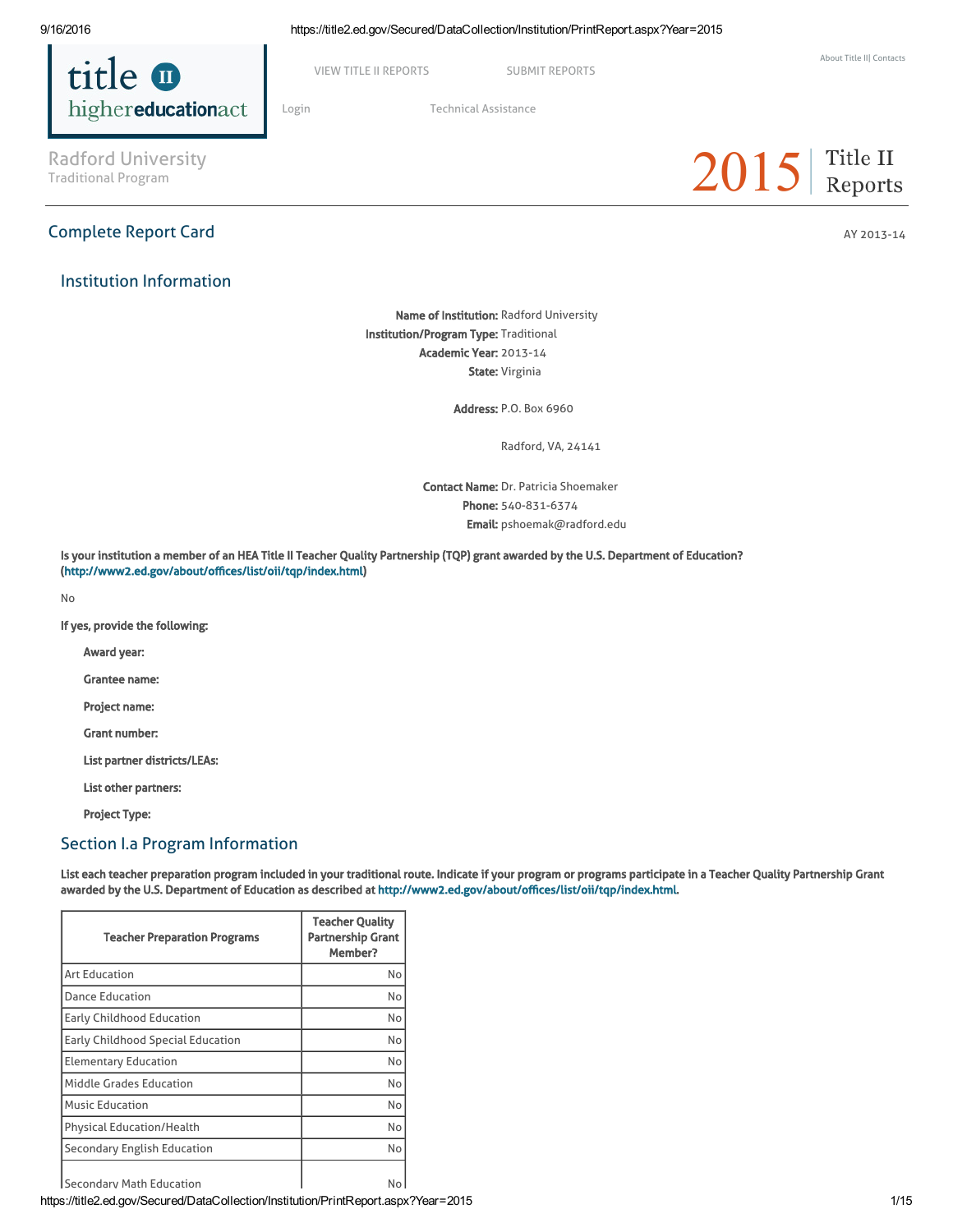Radford University
Traditional Program

2015 Title II Reports

## Complete Report Card

AY 2013-14

### Institution Information

**Name of Institution:** Radford University
**Institution/Program Type:** Traditional
**Academic Year:** 2013-14
**State:** Virginia

**Address:** P.O. Box 6960

Radford, VA, 24141

**Contact Name:** Dr. Patricia Shoemaker
**Phone:** 540-831-6374
**Email:** pshoemak@radford.edu

**Is your institution a member of an HEA Title II Teacher Quality Partnership (TQP) grant awarded by the U.S. Department of Education? (http://www2.ed.gov/about/offices/list/oii/tqp/index.html)**

No

**If yes, provide the following:**

**Award year:**

**Grantee name:**

**Project name:**

**Grant number:**

**List partner districts/LEAs:**

**List other partners:**

**Project Type:**

### Section I.a Program Information

**List each teacher preparation program included in your traditional route. Indicate if your program or programs participate in a Teacher Quality Partnership Grant awarded by the U.S. Department of Education as described at http://www2.ed.gov/about/offices/list/oii/tqp/index.html.**

| Teacher Preparation Programs | Teacher Quality Partnership Grant Member? |
|---|---|
| Art Education | No |
| Dance Education | No |
| Early Childhood Education | No |
| Early Childhood Special Education | No |
| Elementary Education | No |
| Middle Grades Education | No |
| Music Education | No |
| Physical Education/Health | No |
| Secondary English Education | No |
| Secondary Math Education | No |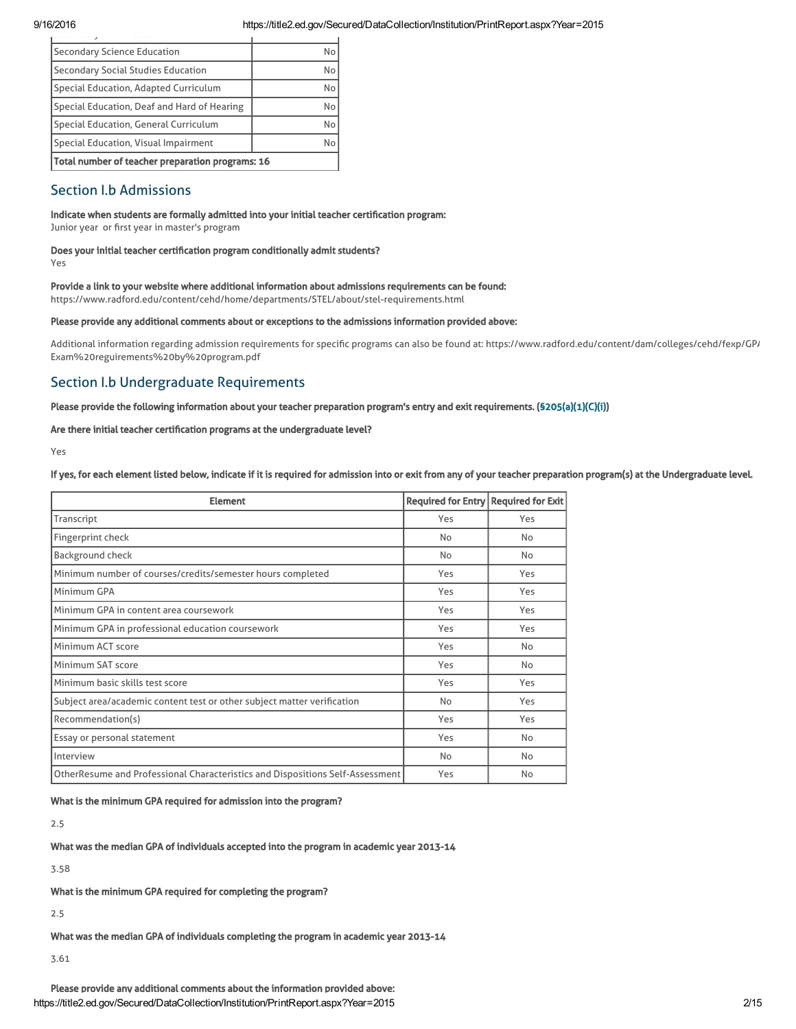| Secondary Science Education | No |
|---|---|
| Secondary Social Studies Education | No |
| Special Education, Adapted Curriculum | No |
| Special Education, Deaf and Hard of Hearing | No |
| Special Education, General Curriculum | No |
| Special Education, Visual Impairment | No |
| **Total number of teacher preparation programs: 16** | |

## Section I.b Admissions

**Indicate when students are formally admitted into your initial teacher certification program:**
Junior year or first year in master's program

**Does your initial teacher certification program conditionally admit students?**
Yes

**Provide a link to your website where additional information about admissions requirements can be found:**
https://www.radford.edu/content/cehd/home/departments/STEL/about/stel-requirements.html

**Please provide any additional comments about or exceptions to the admissions information provided above:**

Additional information regarding admission requirements for specific programs can also be found at: https://www.radford.edu/content/dam/colleges/cehd/fexp/GPA Exam%20reguirements%20by%20program.pdf

## Section I.b Undergraduate Requirements

**Please provide the following information about your teacher preparation program's entry and exit requirements. (§205(a)(1)(C)(i))**

**Are there initial teacher certification programs at the undergraduate level?**

Yes

**If yes, for each element listed below, indicate if it is required for admission into or exit from any of your teacher preparation program(s) at the Undergraduate level.**

| Element | Required for Entry | Required for Exit |
|---|---|---|
| Transcript | Yes | Yes |
| Fingerprint check | No | No |
| Background check | No | No |
| Minimum number of courses/credits/semester hours completed | Yes | Yes |
| Minimum GPA | Yes | Yes |
| Minimum GPA in content area coursework | Yes | Yes |
| Minimum GPA in professional education coursework | Yes | Yes |
| Minimum ACT score | Yes | No |
| Minimum SAT score | Yes | No |
| Minimum basic skills test score | Yes | Yes |
| Subject area/academic content test or other subject matter verification | No | Yes |
| Recommendation(s) | Yes | Yes |
| Essay or personal statement | Yes | No |
| Interview | No | No |
| OtherResume and Professional Characteristics and Dispositions Self-Assessment | Yes | No |

**What is the minimum GPA required for admission into the program?**

2.5

**What was the median GPA of individuals accepted into the program in academic year 2013-14**

3.58

**What is the minimum GPA required for completing the program?**

2.5

**What was the median GPA of individuals completing the program in academic year 2013-14**

3.61

**Please provide any additional comments about the information provided above:**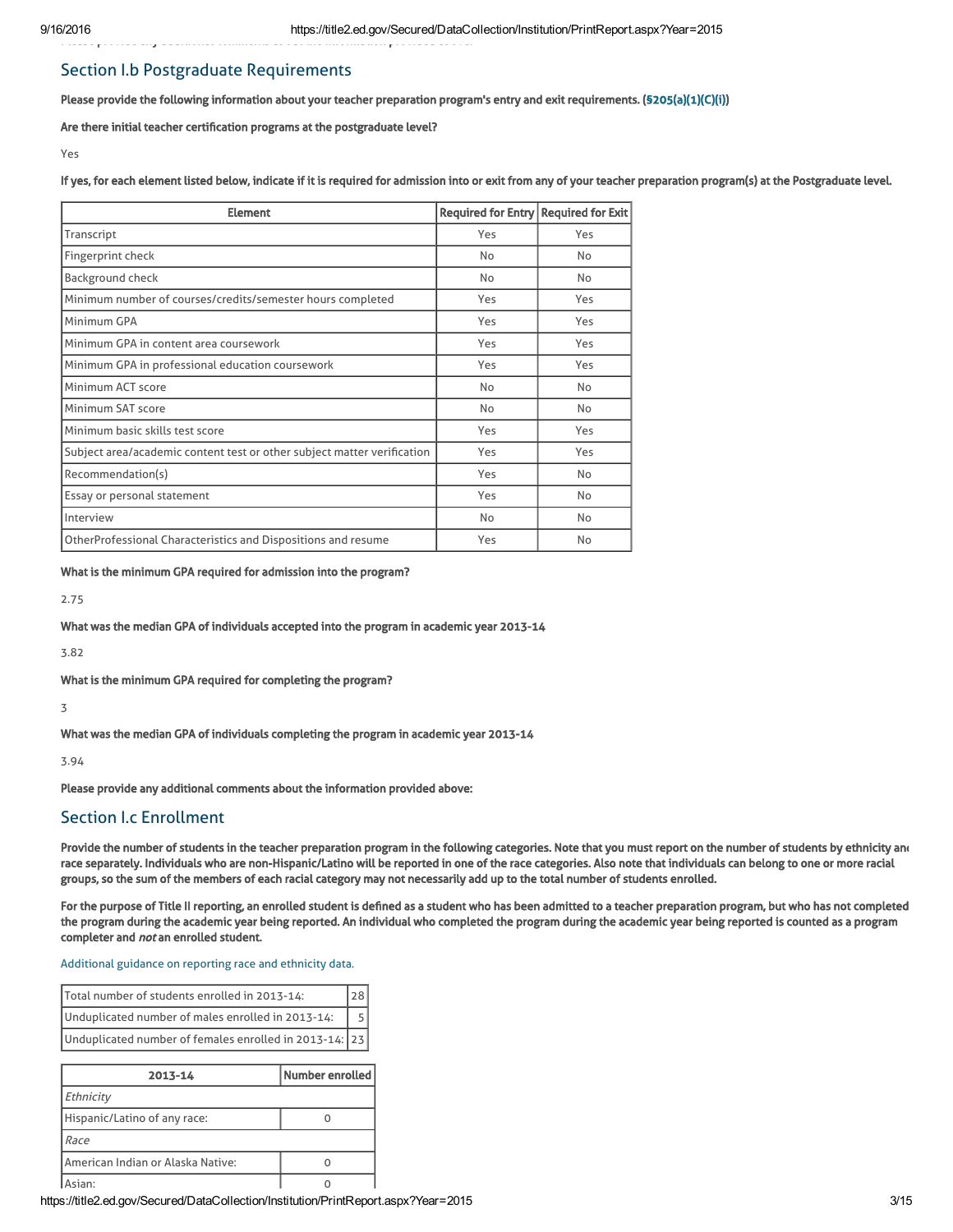## Section I.b Postgraduate Requirements

**Please provide the following information about your teacher preparation program's entry and exit requirements. (§205(a)(1)(C)(i))**

**Are there initial teacher certification programs at the postgraduate level?**

Yes

**If yes, for each element listed below, indicate if it is required for admission into or exit from any of your teacher preparation program(s) at the Postgraduate level.**

| Element | Required for Entry | Required for Exit |
|---|---|---|
| Transcript | Yes | Yes |
| Fingerprint check | No | No |
| Background check | No | No |
| Minimum number of courses/credits/semester hours completed | Yes | Yes |
| Minimum GPA | Yes | Yes |
| Minimum GPA in content area coursework | Yes | Yes |
| Minimum GPA in professional education coursework | Yes | Yes |
| Minimum ACT score | No | No |
| Minimum SAT score | No | No |
| Minimum basic skills test score | Yes | Yes |
| Subject area/academic content test or other subject matter verification | Yes | Yes |
| Recommendation(s) | Yes | No |
| Essay or personal statement | Yes | No |
| Interview | No | No |
| OtherProfessional Characteristics and Dispositions and resume | Yes | No |

**What is the minimum GPA required for admission into the program?**

2.75

**What was the median GPA of individuals accepted into the program in academic year 2013-14**

3.82

**What is the minimum GPA required for completing the program?**

3

**What was the median GPA of individuals completing the program in academic year 2013-14**

3.94

**Please provide any additional comments about the information provided above:**

## Section I.c Enrollment

**Provide the number of students in the teacher preparation program in the following categories. Note that you must report on the number of students by ethnicity and race separately. Individuals who are non-Hispanic/Latino will be reported in one of the race categories. Also note that individuals can belong to one or more racial groups, so the sum of the members of each racial category may not necessarily add up to the total number of students enrolled.**

**For the purpose of Title II reporting, an enrolled student is defined as a student who has been admitted to a teacher preparation program, but who has not completed the program during the academic year being reported. An individual who completed the program during the academic year being reported is counted as a program completer and *not* an enrolled student.**

Additional guidance on reporting race and ethnicity data.

| | |
|---|---|
| Total number of students enrolled in 2013-14: | 28 |
| Unduplicated number of males enrolled in 2013-14: | 5 |
| Unduplicated number of females enrolled in 2013-14: | 23 |

| 2013-14 | Number enrolled |
|---|---|
| *Ethnicity* | |
| Hispanic/Latino of any race: | 0 |
| *Race* | |
| American Indian or Alaska Native: | 0 |
| Asian: | 0 |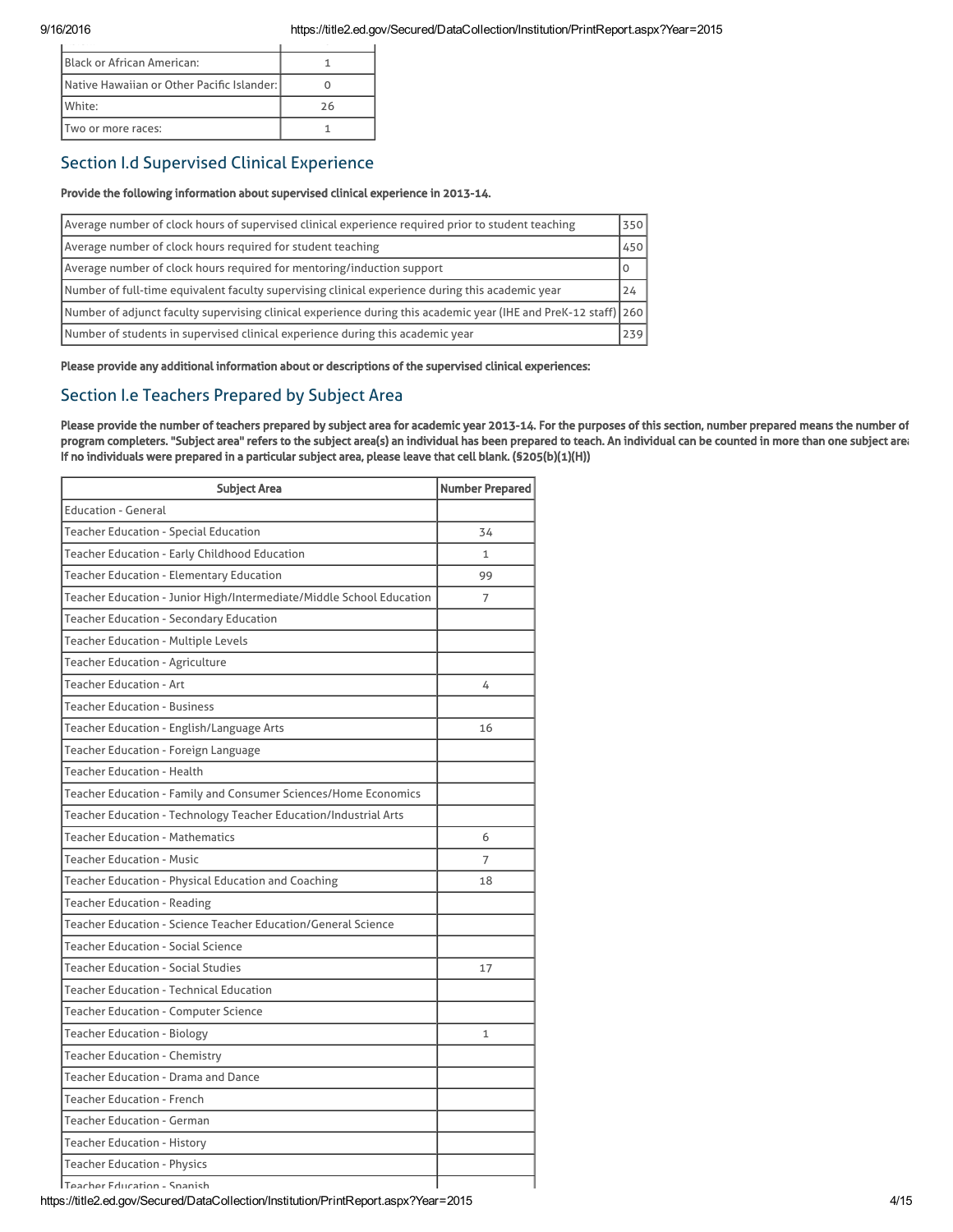| | |
|---|---|
| Black or African American: | 1 |
| Native Hawaiian or Other Pacific Islander: | 0 |
| White: | 26 |
| Two or more races: | 1 |

## Section I.d Supervised Clinical Experience

**Provide the following information about supervised clinical experience in 2013-14.**

| | |
|---|---|
| Average number of clock hours of supervised clinical experience required prior to student teaching | 350 |
| Average number of clock hours required for student teaching | 450 |
| Average number of clock hours required for mentoring/induction support | 0 |
| Number of full-time equivalent faculty supervising clinical experience during this academic year | 24 |
| Number of adjunct faculty supervising clinical experience during this academic year (IHE and PreK-12 staff) | 260 |
| Number of students in supervised clinical experience during this academic year | 239 |

**Please provide any additional information about or descriptions of the supervised clinical experiences:**

## Section I.e Teachers Prepared by Subject Area

**Please provide the number of teachers prepared by subject area for academic year 2013-14. For the purposes of this section, number prepared means the number of program completers. "Subject area" refers to the subject area(s) an individual has been prepared to teach. An individual can be counted in more than one subject area. If no individuals were prepared in a particular subject area, please leave that cell blank. (§205(b)(1)(H))**

| Subject Area | Number Prepared |
|---|---|
| Education - General | |
| Teacher Education - Special Education | 34 |
| Teacher Education - Early Childhood Education | 1 |
| Teacher Education - Elementary Education | 99 |
| Teacher Education - Junior High/Intermediate/Middle School Education | 7 |
| Teacher Education - Secondary Education | |
| Teacher Education - Multiple Levels | |
| Teacher Education - Agriculture | |
| Teacher Education - Art | 4 |
| Teacher Education - Business | |
| Teacher Education - English/Language Arts | 16 |
| Teacher Education - Foreign Language | |
| Teacher Education - Health | |
| Teacher Education - Family and Consumer Sciences/Home Economics | |
| Teacher Education - Technology Teacher Education/Industrial Arts | |
| Teacher Education - Mathematics | 6 |
| Teacher Education - Music | 7 |
| Teacher Education - Physical Education and Coaching | 18 |
| Teacher Education - Reading | |
| Teacher Education - Science Teacher Education/General Science | |
| Teacher Education - Social Science | |
| Teacher Education - Social Studies | 17 |
| Teacher Education - Technical Education | |
| Teacher Education - Computer Science | |
| Teacher Education - Biology | 1 |
| Teacher Education - Chemistry | |
| Teacher Education - Drama and Dance | |
| Teacher Education - French | |
| Teacher Education - German | |
| Teacher Education - History | |
| Teacher Education - Physics | |
| Teacher Education - Spanish | |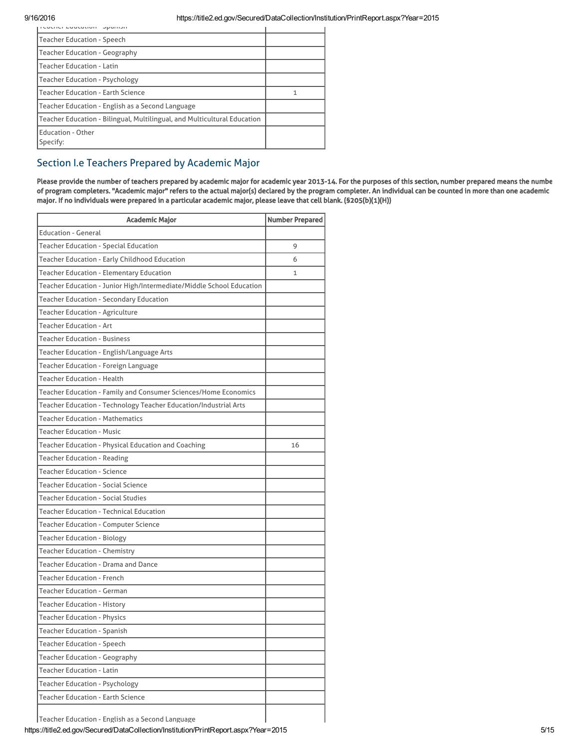| | |
|---|---|
| Teacher Education - Speech | |
| Teacher Education - Geography | |
| Teacher Education - Latin | |
| Teacher Education - Psychology | |
| Teacher Education - Earth Science | 1 |
| Teacher Education - English as a Second Language | |
| Teacher Education - Bilingual, Multilingual, and Multicultural Education | |
| Education - Other<br>Specify: | |

## Section I.e Teachers Prepared by Academic Major

**Please provide the number of teachers prepared by academic major for academic year 2013-14. For the purposes of this section, number prepared means the numbe of program completers. "Academic major" refers to the actual major(s) declared by the program completer. An individual can be counted in more than one academic major. If no individuals were prepared in a particular academic major, please leave that cell blank. (§205(b)(1)(H))**

| Academic Major | Number Prepared |
|---|---|
| Education - General | |
| Teacher Education - Special Education | 9 |
| Teacher Education - Early Childhood Education | 6 |
| Teacher Education - Elementary Education | 1 |
| Teacher Education - Junior High/Intermediate/Middle School Education | |
| Teacher Education - Secondary Education | |
| Teacher Education - Agriculture | |
| Teacher Education - Art | |
| Teacher Education - Business | |
| Teacher Education - English/Language Arts | |
| Teacher Education - Foreign Language | |
| Teacher Education - Health | |
| Teacher Education - Family and Consumer Sciences/Home Economics | |
| Teacher Education - Technology Teacher Education/Industrial Arts | |
| Teacher Education - Mathematics | |
| Teacher Education - Music | |
| Teacher Education - Physical Education and Coaching | 16 |
| Teacher Education - Reading | |
| Teacher Education - Science | |
| Teacher Education - Social Science | |
| Teacher Education - Social Studies | |
| Teacher Education - Technical Education | |
| Teacher Education - Computer Science | |
| Teacher Education - Biology | |
| Teacher Education - Chemistry | |
| Teacher Education - Drama and Dance | |
| Teacher Education - French | |
| Teacher Education - German | |
| Teacher Education - History | |
| Teacher Education - Physics | |
| Teacher Education - Spanish | |
| Teacher Education - Speech | |
| Teacher Education - Geography | |
| Teacher Education - Latin | |
| Teacher Education - Psychology | |
| Teacher Education - Earth Science | |
| Teacher Education - English as a Second Language | |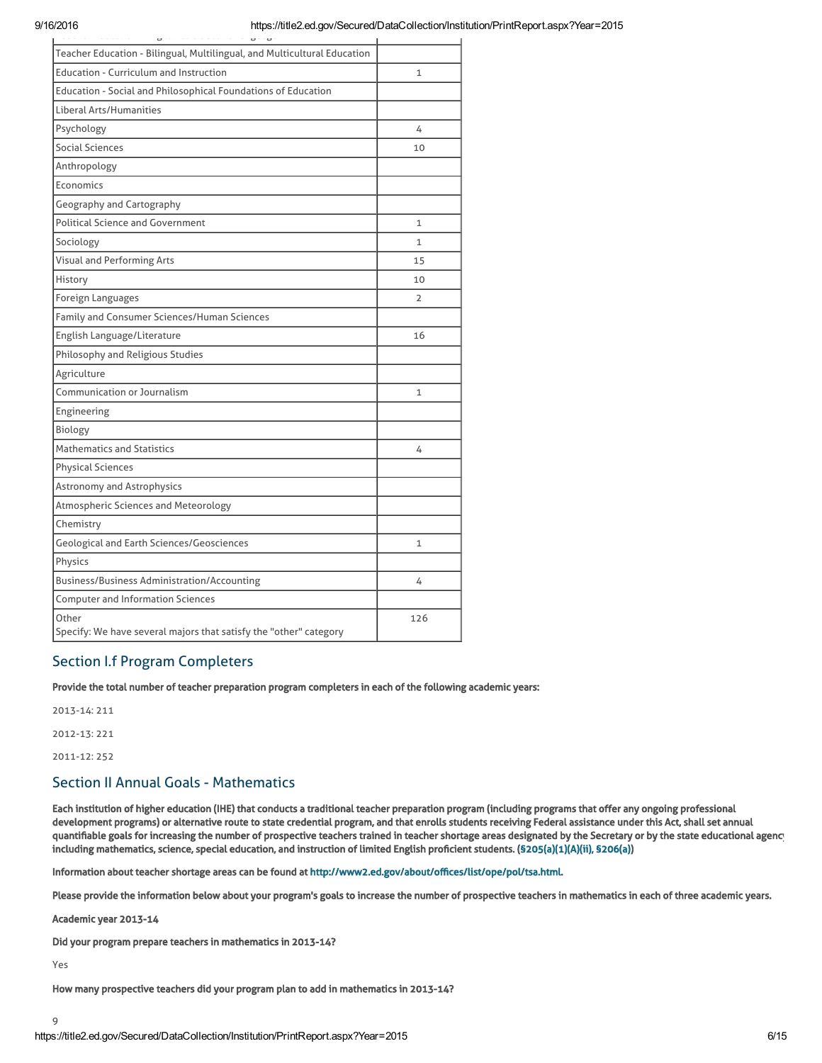| | |
|---|---|
| Teacher Education - Bilingual, Multilingual, and Multicultural Education | |
| Education - Curriculum and Instruction | 1 |
| Education - Social and Philosophical Foundations of Education | |
| Liberal Arts/Humanities | |
| Psychology | 4 |
| Social Sciences | 10 |
| Anthropology | |
| Economics | |
| Geography and Cartography | |
| Political Science and Government | 1 |
| Sociology | 1 |
| Visual and Performing Arts | 15 |
| History | 10 |
| Foreign Languages | 2 |
| Family and Consumer Sciences/Human Sciences | |
| English Language/Literature | 16 |
| Philosophy and Religious Studies | |
| Agriculture | |
| Communication or Journalism | 1 |
| Engineering | |
| Biology | |
| Mathematics and Statistics | 4 |
| Physical Sciences | |
| Astronomy and Astrophysics | |
| Atmospheric Sciences and Meteorology | |
| Chemistry | |
| Geological and Earth Sciences/Geosciences | 1 |
| Physics | |
| Business/Business Administration/Accounting | 4 |
| Computer and Information Sciences | |
| Other<br>Specify: We have several majors that satisfy the "other" category | 126 |

## Section I.f Program Completers

**Provide the total number of teacher preparation program completers in each of the following academic years:**

2013-14: 211

2012-13: 221

2011-12: 252

## Section II Annual Goals - Mathematics

**Each institution of higher education (IHE) that conducts a traditional teacher preparation program (including programs that offer any ongoing professional development programs) or alternative route to state credential program, and that enrolls students receiving Federal assistance under this Act, shall set annual quantifiable goals for increasing the number of prospective teachers trained in teacher shortage areas designated by the Secretary or by the state educational agency including mathematics, science, special education, and instruction of limited English proficient students. (§205(a)(1)(A)(ii), §206(a))**

**Information about teacher shortage areas can be found at http://www2.ed.gov/about/offices/list/ope/pol/tsa.html.**

**Please provide the information below about your program's goals to increase the number of prospective teachers in mathematics in each of three academic years.**

**Academic year 2013-14**

**Did your program prepare teachers in mathematics in 2013-14?**

Yes

**How many prospective teachers did your program plan to add in mathematics in 2013-14?**

9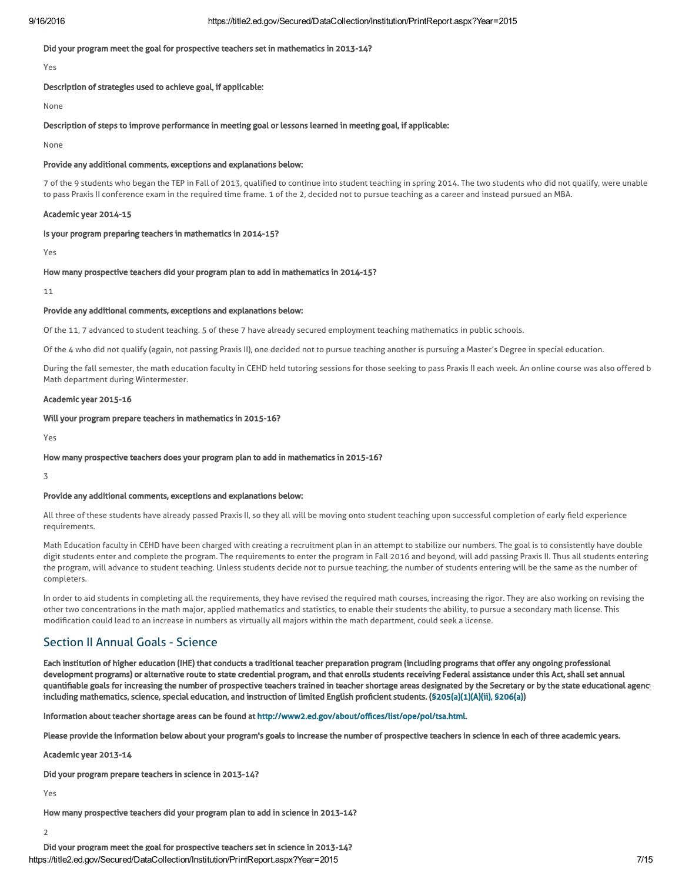**Did your program meet the goal for prospective teachers set in mathematics in 2013-14?**

Yes

**Description of strategies used to achieve goal, if applicable:**

None

**Description of steps to improve performance in meeting goal or lessons learned in meeting goal, if applicable:**

None

**Provide any additional comments, exceptions and explanations below:**

7 of the 9 students who began the TEP in Fall of 2013, qualified to continue into student teaching in spring 2014. The two students who did not qualify, were unable to pass Praxis II conference exam in the required time frame. 1 of the 2, decided not to pursue teaching as a career and instead pursued an MBA.

**Academic year 2014-15**

**Is your program preparing teachers in mathematics in 2014-15?**

Yes

**How many prospective teachers did your program plan to add in mathematics in 2014-15?**

11

**Provide any additional comments, exceptions and explanations below:**

Of the 11, 7 advanced to student teaching. 5 of these 7 have already secured employment teaching mathematics in public schools.

Of the 4 who did not qualify (again, not passing Praxis II), one decided not to pursue teaching another is pursuing a Master's Degree in special education.

During the fall semester, the math education faculty in CEHD held tutoring sessions for those seeking to pass Praxis II each week. An online course was also offered b Math department during Wintermester.

**Academic year 2015-16**

**Will your program prepare teachers in mathematics in 2015-16?**

Yes

**How many prospective teachers does your program plan to add in mathematics in 2015-16?**

3

**Provide any additional comments, exceptions and explanations below:**

All three of these students have already passed Praxis II, so they all will be moving onto student teaching upon successful completion of early field experience requirements.

Math Education faculty in CEHD have been charged with creating a recruitment plan in an attempt to stabilize our numbers. The goal is to consistently have double digit students enter and complete the program. The requirements to enter the program in Fall 2016 and beyond, will add passing Praxis II. Thus all students entering the program, will advance to student teaching. Unless students decide not to pursue teaching, the number of students entering will be the same as the number of completers.

In order to aid students in completing all the requirements, they have revised the required math courses, increasing the rigor. They are also working on revising the other two concentrations in the math major, applied mathematics and statistics, to enable their students the ability, to pursue a secondary math license. This modification could lead to an increase in numbers as virtually all majors within the math department, could seek a license.

## Section II Annual Goals - Science

**Each institution of higher education (IHE) that conducts a traditional teacher preparation program (including programs that offer any ongoing professional development programs) or alternative route to state credential program, and that enrolls students receiving Federal assistance under this Act, shall set annual quantifiable goals for increasing the number of prospective teachers trained in teacher shortage areas designated by the Secretary or by the state educational agenc including mathematics, science, special education, and instruction of limited English proficient students. (§205(a)(1)(A)(ii), §206(a))**

**Information about teacher shortage areas can be found at http://www2.ed.gov/about/offices/list/ope/pol/tsa.html.**

**Please provide the information below about your program's goals to increase the number of prospective teachers in science in each of three academic years.**

**Academic year 2013-14**

**Did your program prepare teachers in science in 2013-14?**

Yes

**How many prospective teachers did your program plan to add in science in 2013-14?**

2

**Did your program meet the goal for prospective teachers set in science in 2013-14?**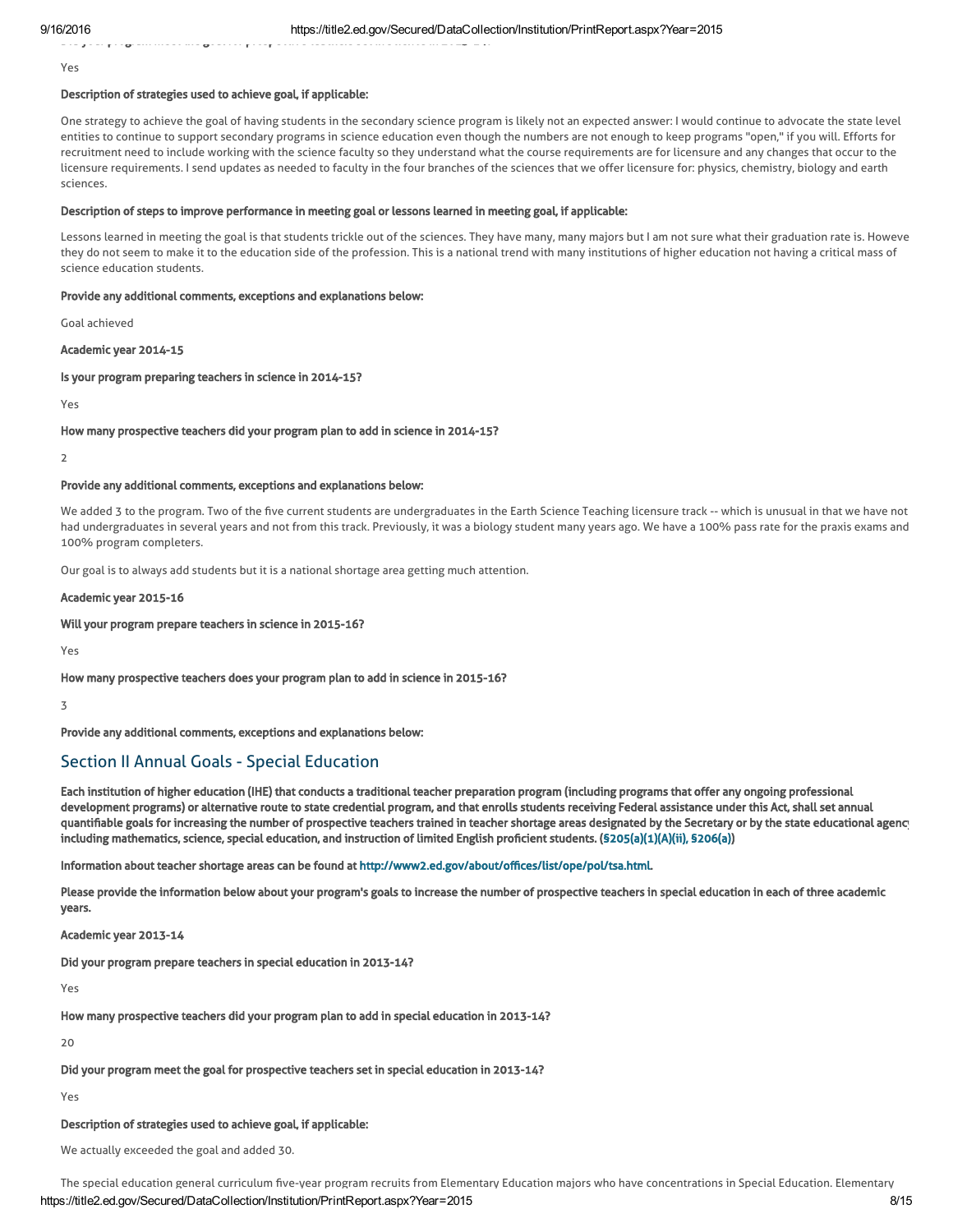Yes

**Description of strategies used to achieve goal, if applicable:**

One strategy to achieve the goal of having students in the secondary science program is likely not an expected answer: I would continue to advocate the state level entities to continue to support secondary programs in science education even though the numbers are not enough to keep programs "open," if you will. Efforts for recruitment need to include working with the science faculty so they understand what the course requirements are for licensure and any changes that occur to the licensure requirements. I send updates as needed to faculty in the four branches of the sciences that we offer licensure for: physics, chemistry, biology and earth sciences.

**Description of steps to improve performance in meeting goal or lessons learned in meeting goal, if applicable:**

Lessons learned in meeting the goal is that students trickle out of the sciences. They have many, many majors but I am not sure what their graduation rate is. Howeve they do not seem to make it to the education side of the profession. This is a national trend with many institutions of higher education not having a critical mass of science education students.

**Provide any additional comments, exceptions and explanations below:**

Goal achieved

**Academic year 2014-15**

**Is your program preparing teachers in science in 2014-15?**

Yes

**How many prospective teachers did your program plan to add in science in 2014-15?**

2

**Provide any additional comments, exceptions and explanations below:**

We added 3 to the program. Two of the five current students are undergraduates in the Earth Science Teaching licensure track -- which is unusual in that we have not had undergraduates in several years and not from this track. Previously, it was a biology student many years ago. We have a 100% pass rate for the praxis exams and 100% program completers.

Our goal is to always add students but it is a national shortage area getting much attention.

**Academic year 2015-16**

**Will your program prepare teachers in science in 2015-16?**

Yes

**How many prospective teachers does your program plan to add in science in 2015-16?**

3

**Provide any additional comments, exceptions and explanations below:**

## Section II Annual Goals - Special Education

**Each institution of higher education (IHE) that conducts a traditional teacher preparation program (including programs that offer any ongoing professional development programs) or alternative route to state credential program, and that enrolls students receiving Federal assistance under this Act, shall set annual quantifiable goals for increasing the number of prospective teachers trained in teacher shortage areas designated by the Secretary or by the state educational agency including mathematics, science, special education, and instruction of limited English proficient students. (§205(a)(1)(A)(ii), §206(a))**

**Information about teacher shortage areas can be found at http://www2.ed.gov/about/offices/list/ope/pol/tsa.html.**

**Please provide the information below about your program's goals to increase the number of prospective teachers in special education in each of three academic years.**

**Academic year 2013-14**

**Did your program prepare teachers in special education in 2013-14?**

Yes

**How many prospective teachers did your program plan to add in special education in 2013-14?**

20

**Did your program meet the goal for prospective teachers set in special education in 2013-14?**

Yes

**Description of strategies used to achieve goal, if applicable:**

We actually exceeded the goal and added 30.

The special education general curriculum five-year program recruits from Elementary Education majors who have concentrations in Special Education. Elementary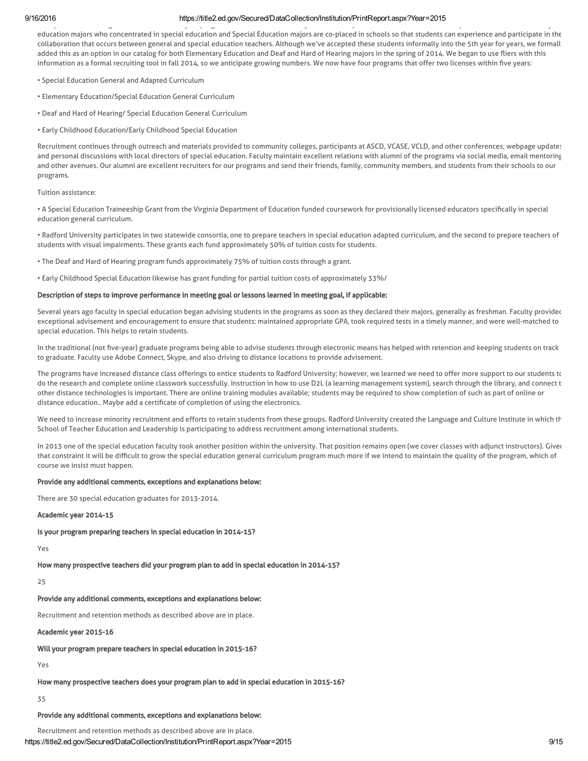education majors who concentrated in special education and Special Education majors are co-placed in schools so that students can experience and participate in the collaboration that occurs between general and special education teachers. Although we've accepted these students informally into the 5th year for years, we formall added this as an option in our catalog for both Elementary Education and Deaf and Hard of Hearing majors in the spring of 2014. We began to use fliers with this information as a formal recruiting tool in fall 2014, so we anticipate growing numbers. We now have four programs that offer two licenses within five years:

- Special Education General and Adapted Curriculum
- Elementary Education/Special Education General Curriculum
- Deaf and Hard of Hearing/ Special Education General Curriculum
- Early Childhood Education/Early Childhood Special Education

Recruitment continues through outreach and materials provided to community colleges, participants at ASCD, VCASE, VCLD, and other conferences; webpage update and personal discussions with local directors of special education. Faculty maintain excellent relations with alumni of the programs via social media, email mentoring and other avenues. Our alumni are excellent recruiters for our programs and send their friends, family, community members, and students from their schools to our programs.

Tuition assistance:

- A Special Education Traineeship Grant from the Virginia Department of Education funded coursework for provisionally licensed educators specifically in special education general curriculum.
- Radford University participates in two statewide consortia, one to prepare teachers in special education adapted curriculum, and the second to prepare teachers of students with visual impairments. These grants each fund approximately 50% of tuition costs for students.
- The Deaf and Hard of Hearing program funds approximately 75% of tuition costs through a grant.
- Early Childhood Special Education likewise has grant funding for partial tuition costs of approximately 33%/

**Description of steps to improve performance in meeting goal or lessons learned in meeting goal, if applicable:**

Several years ago faculty in special education began advising students in the programs as soon as they declared their majors, generally as freshman. Faculty provided exceptional advisement and encouragement to ensure that students: maintained appropriate GPA, took required tests in a timely manner, and were well-matched to special education. This helps to retain students.

In the traditional (not five-year) graduate programs being able to advise students through electronic means has helped with retention and keeping students on track to graduate. Faculty use Adobe Connect, Skype, and also driving to distance locations to provide advisement.

The programs have increased distance class offerings to entice students to Radford University; however, we learned we need to offer more support to our students to do the research and complete online classwork successfully. Instruction in how to use D2L (a learning management system), search through the library, and connect t other distance technologies is important. There are online training modules available; students may be required to show completion of such as part of online or distance education.. Maybe add a certificate of completion of using the electronics.

We need to increase minority recruitment and efforts to retain students from these groups. Radford University created the Language and Culture Institute in which th School of Teacher Education and Leadership is participating to address recruitment among international students.

In 2013 one of the special education faculty took another position within the university. That position remains open (we cover classes with adjunct instructors). Given that constraint it will be difficult to grow the special education general curriculum program much more if we intend to maintain the quality of the program, which of course we insist must happen.

**Provide any additional comments, exceptions and explanations below:**

There are 30 special education graduates for 2013-2014.

**Academic year 2014-15**

**Is your program preparing teachers in special education in 2014-15?**

Yes

**How many prospective teachers did your program plan to add in special education in 2014-15?**

25

**Provide any additional comments, exceptions and explanations below:**

Recruitment and retention methods as described above are in place.

**Academic year 2015-16**

**Will your program prepare teachers in special education in 2015-16?**

Yes

**How many prospective teachers does your program plan to add in special education in 2015-16?**

35

**Provide any additional comments, exceptions and explanations below:**

Recruitment and retention methods as described above are in place.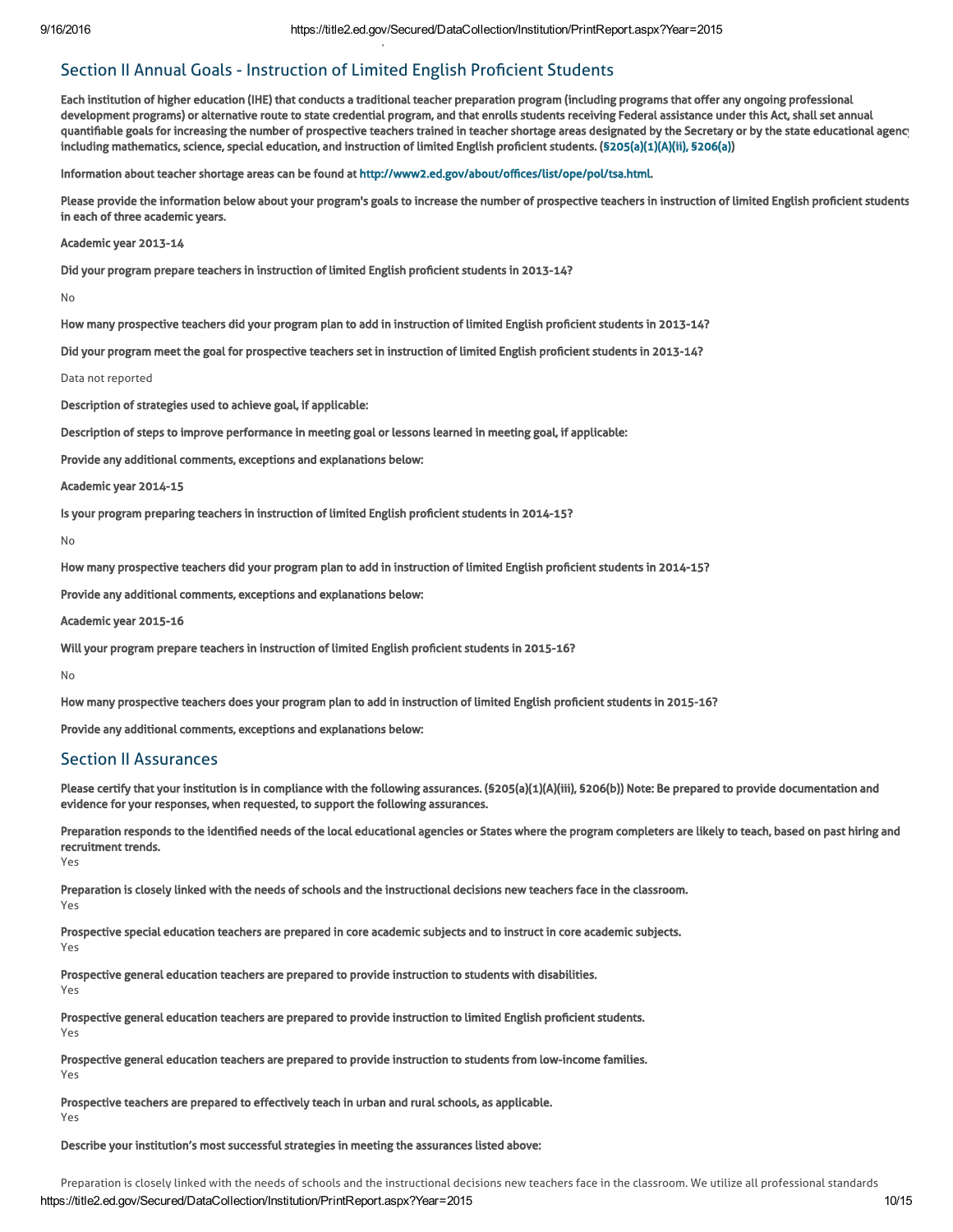## Section II Annual Goals - Instruction of Limited English Proficient Students

**Each institution of higher education (IHE) that conducts a traditional teacher preparation program (including programs that offer any ongoing professional development programs) or alternative route to state credential program, and that enrolls students receiving Federal assistance under this Act, shall set annual quantifiable goals for increasing the number of prospective teachers trained in teacher shortage areas designated by the Secretary or by the state educational agency including mathematics, science, special education, and instruction of limited English proficient students. (§205(a)(1)(A)(ii), §206(a))**

**Information about teacher shortage areas can be found at http://www2.ed.gov/about/offices/list/ope/pol/tsa.html.**

**Please provide the information below about your program's goals to increase the number of prospective teachers in instruction of limited English proficient students in each of three academic years.**

**Academic year 2013-14**

**Did your program prepare teachers in instruction of limited English proficient students in 2013-14?**

No

**How many prospective teachers did your program plan to add in instruction of limited English proficient students in 2013-14?**

**Did your program meet the goal for prospective teachers set in instruction of limited English proficient students in 2013-14?**

Data not reported

**Description of strategies used to achieve goal, if applicable:**

**Description of steps to improve performance in meeting goal or lessons learned in meeting goal, if applicable:**

**Provide any additional comments, exceptions and explanations below:**

**Academic year 2014-15**

**Is your program preparing teachers in instruction of limited English proficient students in 2014-15?**

No

**How many prospective teachers did your program plan to add in instruction of limited English proficient students in 2014-15?**

**Provide any additional comments, exceptions and explanations below:**

**Academic year 2015-16**

**Will your program prepare teachers in instruction of limited English proficient students in 2015-16?**

No

**How many prospective teachers does your program plan to add in instruction of limited English proficient students in 2015-16?**

**Provide any additional comments, exceptions and explanations below:**

## Section II Assurances

**Please certify that your institution is in compliance with the following assurances. (§205(a)(1)(A)(iii), §206(b)) Note: Be prepared to provide documentation and evidence for your responses, when requested, to support the following assurances.**

**Preparation responds to the identified needs of the local educational agencies or States where the program completers are likely to teach, based on past hiring and recruitment trends.**
Yes

**Preparation is closely linked with the needs of schools and the instructional decisions new teachers face in the classroom.**
Yes

**Prospective special education teachers are prepared in core academic subjects and to instruct in core academic subjects.**
Yes

**Prospective general education teachers are prepared to provide instruction to students with disabilities.**
Yes

**Prospective general education teachers are prepared to provide instruction to limited English proficient students.**
Yes

**Prospective general education teachers are prepared to provide instruction to students from low-income families.**
Yes

**Prospective teachers are prepared to effectively teach in urban and rural schools, as applicable.**
Yes

**Describe your institution's most successful strategies in meeting the assurances listed above:**

Preparation is closely linked with the needs of schools and the instructional decisions new teachers face in the classroom. We utilize all professional standards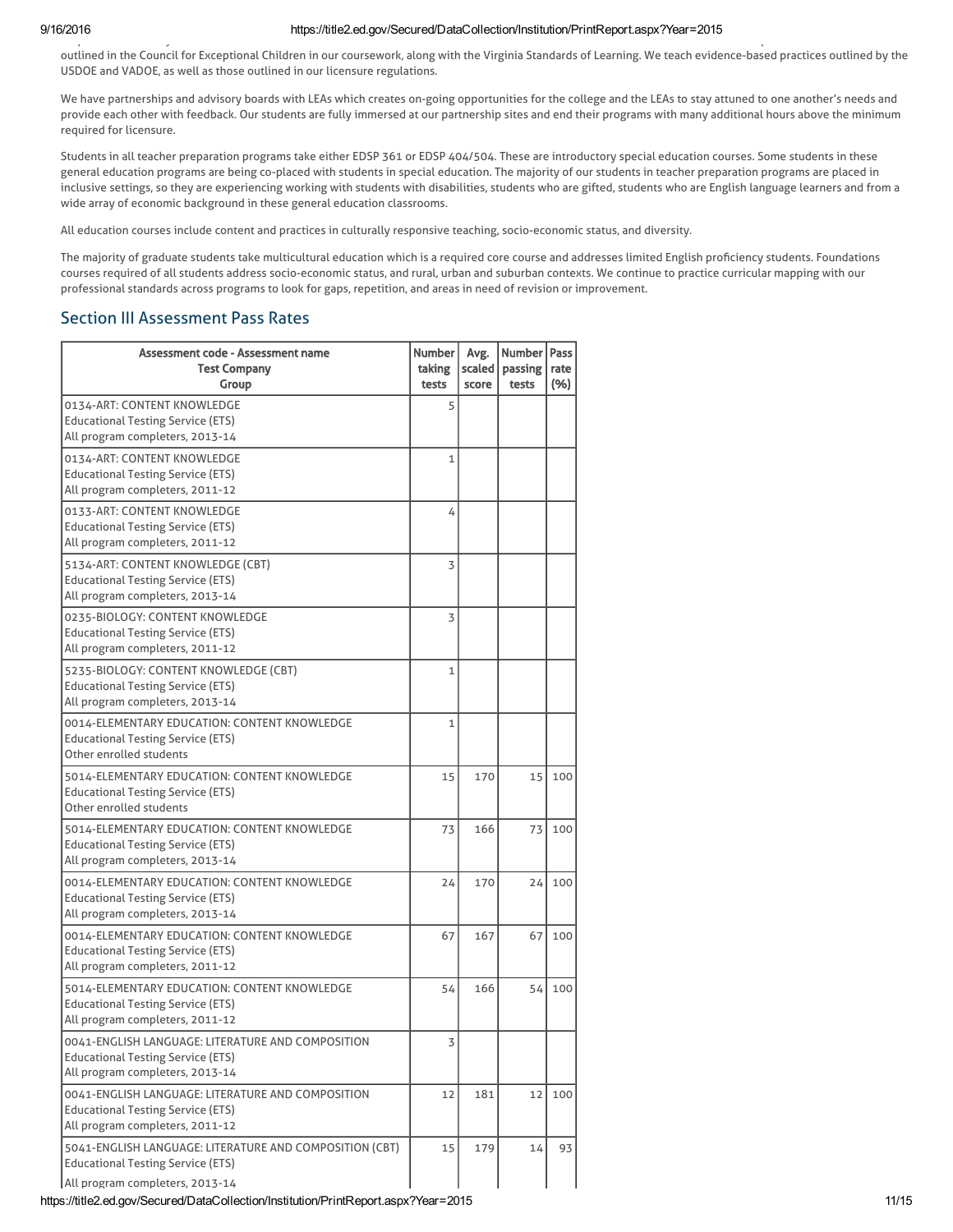outlined in the Council for Exceptional Children in our coursework, along with the Virginia Standards of Learning. We teach evidence-based practices outlined by the USDOE and VADOE, as well as those outlined in our licensure regulations.

We have partnerships and advisory boards with LEAs which creates on-going opportunities for the college and the LEAs to stay attuned to one another's needs and provide each other with feedback. Our students are fully immersed at our partnership sites and end their programs with many additional hours above the minimum required for licensure.

Students in all teacher preparation programs take either EDSP 361 or EDSP 404/504. These are introductory special education courses. Some students in these general education programs are being co-placed with students in special education. The majority of our students in teacher preparation programs are placed in inclusive settings, so they are experiencing working with students with disabilities, students who are gifted, students who are English language learners and from a wide array of economic background in these general education classrooms.

All education courses include content and practices in culturally responsive teaching, socio-economic status, and diversity.

The majority of graduate students take multicultural education which is a required core course and addresses limited English proficiency students. Foundations courses required of all students address socio-economic status, and rural, urban and suburban contexts. We continue to practice curricular mapping with our professional standards across programs to look for gaps, repetition, and areas in need of revision or improvement.

## Section III Assessment Pass Rates

| Assessment code - Assessment name<br>Test Company<br>Group | Number taking tests | Avg. scaled score | Number passing tests | Pass rate (%) |
|---|---|---|---|---|
| 0134-ART: CONTENT KNOWLEDGE<br>Educational Testing Service (ETS)<br>All program completers, 2013-14 | 5 | | | |
| 0134-ART: CONTENT KNOWLEDGE<br>Educational Testing Service (ETS)<br>All program completers, 2011-12 | 1 | | | |
| 0133-ART: CONTENT KNOWLEDGE<br>Educational Testing Service (ETS)<br>All program completers, 2011-12 | 4 | | | |
| 5134-ART: CONTENT KNOWLEDGE (CBT)<br>Educational Testing Service (ETS)<br>All program completers, 2013-14 | 3 | | | |
| 0235-BIOLOGY: CONTENT KNOWLEDGE<br>Educational Testing Service (ETS)<br>All program completers, 2011-12 | 3 | | | |
| 5235-BIOLOGY: CONTENT KNOWLEDGE (CBT)<br>Educational Testing Service (ETS)<br>All program completers, 2013-14 | 1 | | | |
| 0014-ELEMENTARY EDUCATION: CONTENT KNOWLEDGE<br>Educational Testing Service (ETS)<br>Other enrolled students | 1 | | | |
| 5014-ELEMENTARY EDUCATION: CONTENT KNOWLEDGE<br>Educational Testing Service (ETS)<br>Other enrolled students | 15 | 170 | 15 | 100 |
| 5014-ELEMENTARY EDUCATION: CONTENT KNOWLEDGE<br>Educational Testing Service (ETS)<br>All program completers, 2013-14 | 73 | 166 | 73 | 100 |
| 0014-ELEMENTARY EDUCATION: CONTENT KNOWLEDGE<br>Educational Testing Service (ETS)<br>All program completers, 2013-14 | 24 | 170 | 24 | 100 |
| 0014-ELEMENTARY EDUCATION: CONTENT KNOWLEDGE<br>Educational Testing Service (ETS)<br>All program completers, 2011-12 | 67 | 167 | 67 | 100 |
| 5014-ELEMENTARY EDUCATION: CONTENT KNOWLEDGE<br>Educational Testing Service (ETS)<br>All program completers, 2011-12 | 54 | 166 | 54 | 100 |
| 0041-ENGLISH LANGUAGE: LITERATURE AND COMPOSITION<br>Educational Testing Service (ETS)<br>All program completers, 2013-14 | 3 | | | |
| 0041-ENGLISH LANGUAGE: LITERATURE AND COMPOSITION<br>Educational Testing Service (ETS)<br>All program completers, 2011-12 | 12 | 181 | 12 | 100 |
| 5041-ENGLISH LANGUAGE: LITERATURE AND COMPOSITION (CBT)<br>Educational Testing Service (ETS)<br>All program completers, 2013-14 | 15 | 179 | 14 | 93 |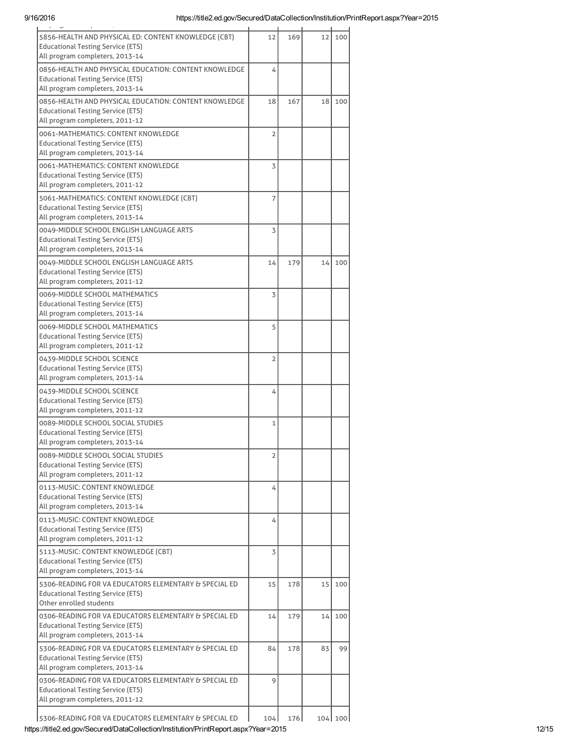| | | | | |
|---|---|---|---|---|
| 5856-HEALTH AND PHYSICAL ED: CONTENT KNOWLEDGE (CBT)<br>Educational Testing Service (ETS)<br>All program completers, 2013-14 | 12 | 169 | 12 | 100 |
| 0856-HEALTH AND PHYSICAL EDUCATION: CONTENT KNOWLEDGE<br>Educational Testing Service (ETS)<br>All program completers, 2013-14 | 4 | | | |
| 0856-HEALTH AND PHYSICAL EDUCATION: CONTENT KNOWLEDGE<br>Educational Testing Service (ETS)<br>All program completers, 2011-12 | 18 | 167 | 18 | 100 |
| 0061-MATHEMATICS: CONTENT KNOWLEDGE<br>Educational Testing Service (ETS)<br>All program completers, 2013-14 | 2 | | | |
| 0061-MATHEMATICS: CONTENT KNOWLEDGE<br>Educational Testing Service (ETS)<br>All program completers, 2011-12 | 3 | | | |
| 5061-MATHEMATICS: CONTENT KNOWLEDGE (CBT)<br>Educational Testing Service (ETS)<br>All program completers, 2013-14 | 7 | | | |
| 0049-MIDDLE SCHOOL ENGLISH LANGUAGE ARTS<br>Educational Testing Service (ETS)<br>All program completers, 2013-14 | 3 | | | |
| 0049-MIDDLE SCHOOL ENGLISH LANGUAGE ARTS<br>Educational Testing Service (ETS)<br>All program completers, 2011-12 | 14 | 179 | 14 | 100 |
| 0069-MIDDLE SCHOOL MATHEMATICS<br>Educational Testing Service (ETS)<br>All program completers, 2013-14 | 3 | | | |
| 0069-MIDDLE SCHOOL MATHEMATICS<br>Educational Testing Service (ETS)<br>All program completers, 2011-12 | 5 | | | |
| 0439-MIDDLE SCHOOL SCIENCE<br>Educational Testing Service (ETS)<br>All program completers, 2013-14 | 2 | | | |
| 0439-MIDDLE SCHOOL SCIENCE<br>Educational Testing Service (ETS)<br>All program completers, 2011-12 | 4 | | | |
| 0089-MIDDLE SCHOOL SOCIAL STUDIES<br>Educational Testing Service (ETS)<br>All program completers, 2013-14 | 1 | | | |
| 0089-MIDDLE SCHOOL SOCIAL STUDIES<br>Educational Testing Service (ETS)<br>All program completers, 2011-12 | 2 | | | |
| 0113-MUSIC: CONTENT KNOWLEDGE<br>Educational Testing Service (ETS)<br>All program completers, 2013-14 | 4 | | | |
| 0113-MUSIC: CONTENT KNOWLEDGE<br>Educational Testing Service (ETS)<br>All program completers, 2011-12 | 4 | | | |
| 5113-MUSIC: CONTENT KNOWLEDGE (CBT)<br>Educational Testing Service (ETS)<br>All program completers, 2013-14 | 3 | | | |
| 5306-READING FOR VA EDUCATORS ELEMENTARY & SPECIAL ED<br>Educational Testing Service (ETS)<br>Other enrolled students | 15 | 178 | 15 | 100 |
| 0306-READING FOR VA EDUCATORS ELEMENTARY & SPECIAL ED<br>Educational Testing Service (ETS)<br>All program completers, 2013-14 | 14 | 179 | 14 | 100 |
| 5306-READING FOR VA EDUCATORS ELEMENTARY & SPECIAL ED<br>Educational Testing Service (ETS)<br>All program completers, 2013-14 | 84 | 178 | 83 | 99 |
| 0306-READING FOR VA EDUCATORS ELEMENTARY & SPECIAL ED<br>Educational Testing Service (ETS)<br>All program completers, 2011-12 | 9 | | | |
| 5306-READING FOR VA EDUCATORS ELEMENTARY & SPECIAL ED | 104 | 176 | 104 | 100 |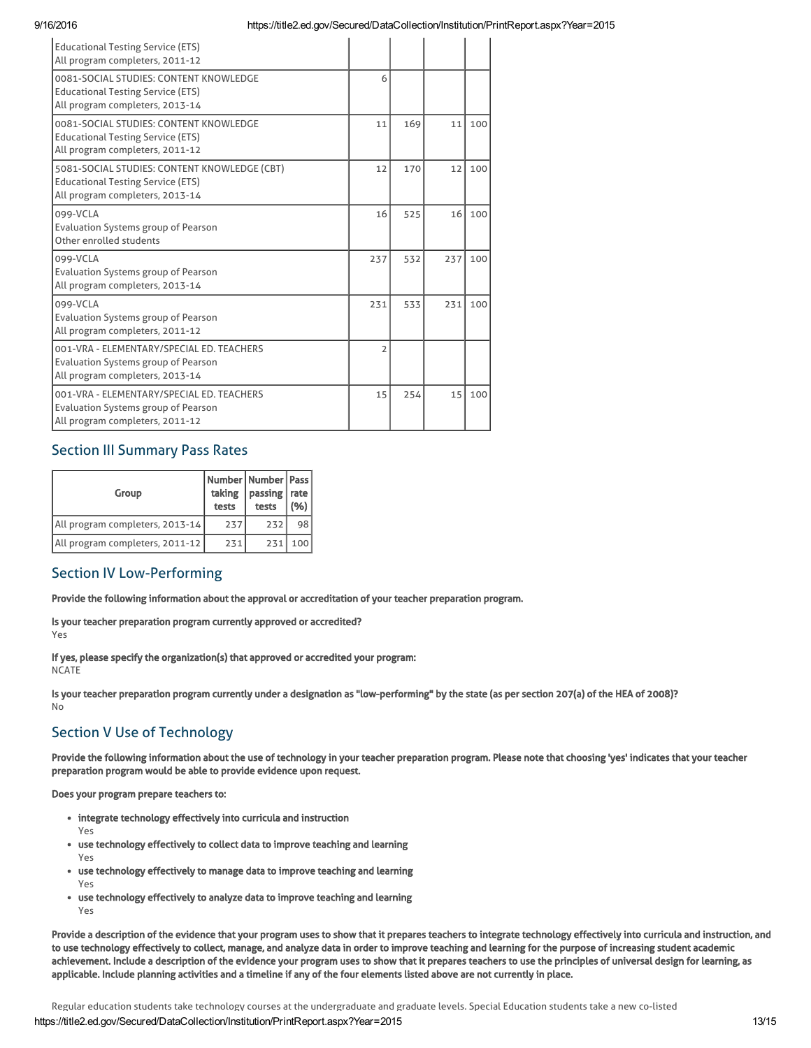| | | | | |
|---|---|---|---|---|
| Educational Testing Service (ETS)<br>All program completers, 2011-12 | | | | |
| 0081-SOCIAL STUDIES: CONTENT KNOWLEDGE<br>Educational Testing Service (ETS)<br>All program completers, 2013-14 | 6 | | | |
| 0081-SOCIAL STUDIES: CONTENT KNOWLEDGE<br>Educational Testing Service (ETS)<br>All program completers, 2011-12 | 11 | 169 | 11 | 100 |
| 5081-SOCIAL STUDIES: CONTENT KNOWLEDGE (CBT)<br>Educational Testing Service (ETS)<br>All program completers, 2013-14 | 12 | 170 | 12 | 100 |
| 099-VCLA<br>Evaluation Systems group of Pearson<br>Other enrolled students | 16 | 525 | 16 | 100 |
| 099-VCLA<br>Evaluation Systems group of Pearson<br>All program completers, 2013-14 | 237 | 532 | 237 | 100 |
| 099-VCLA<br>Evaluation Systems group of Pearson<br>All program completers, 2011-12 | 231 | 533 | 231 | 100 |
| 001-VRA - ELEMENTARY/SPECIAL ED. TEACHERS<br>Evaluation Systems group of Pearson<br>All program completers, 2013-14 | 2 | | | |
| 001-VRA - ELEMENTARY/SPECIAL ED. TEACHERS<br>Evaluation Systems group of Pearson<br>All program completers, 2011-12 | 15 | 254 | 15 | 100 |

## Section III Summary Pass Rates

| Group | Number taking tests | Number passing tests | Pass rate (%) |
|---|---|---|---|
| All program completers, 2013-14 | 237 | 232 | 98 |
| All program completers, 2011-12 | 231 | 231 | 100 |

## Section IV Low-Performing

**Provide the following information about the approval or accreditation of your teacher preparation program.**

**Is your teacher preparation program currently approved or accredited?**
Yes

**If yes, please specify the organization(s) that approved or accredited your program:**
NCATE

**Is your teacher preparation program currently under a designation as "low-performing" by the state (as per section 207(a) of the HEA of 2008)?**
No

## Section V Use of Technology

**Provide the following information about the use of technology in your teacher preparation program. Please note that choosing 'yes' indicates that your teacher preparation program would be able to provide evidence upon request.**

**Does your program prepare teachers to:**

- **integrate technology effectively into curricula and instruction**
  Yes
- **use technology effectively to collect data to improve teaching and learning**
  Yes
- **use technology effectively to manage data to improve teaching and learning**
  Yes
- **use technology effectively to analyze data to improve teaching and learning**
  Yes

**Provide a description of the evidence that your program uses to show that it prepares teachers to integrate technology effectively into curricula and instruction, and to use technology effectively to collect, manage, and analyze data in order to improve teaching and learning for the purpose of increasing student academic achievement. Include a description of the evidence your program uses to show that it prepares teachers to use the principles of universal design for learning, as applicable. Include planning activities and a timeline if any of the four elements listed above are not currently in place.**

Regular education students take technology courses at the undergraduate and graduate levels. Special Education students take a new co-listed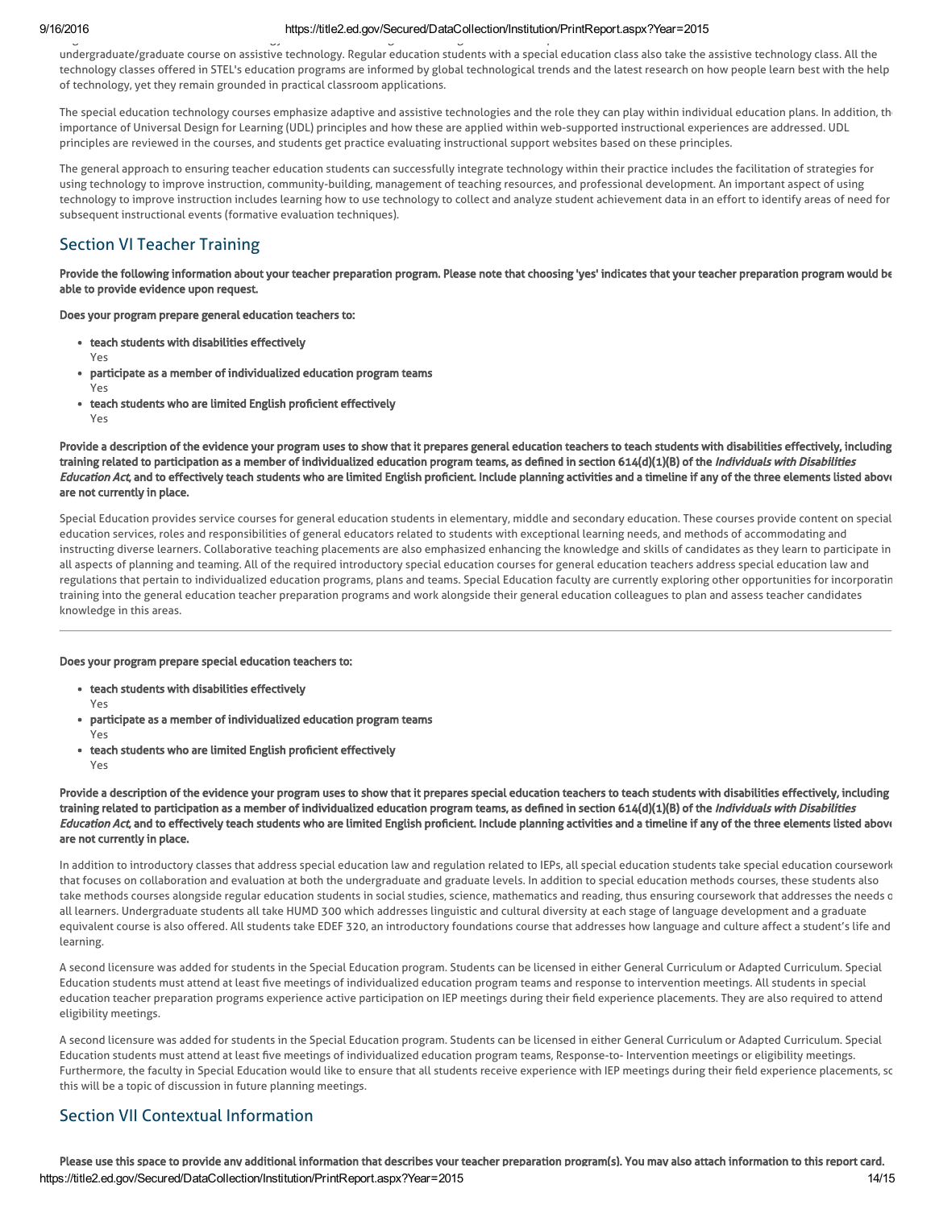undergraduate/graduate course on assistive technology. Regular education students with a special education class also take the assistive technology class. All the technology classes offered in STEL's education programs are informed by global technological trends and the latest research on how people learn best with the help of technology, yet they remain grounded in practical classroom applications.

The special education technology courses emphasize adaptive and assistive technologies and the role they can play within individual education plans. In addition, the importance of Universal Design for Learning (UDL) principles and how these are applied within web-supported instructional experiences are addressed. UDL principles are reviewed in the courses, and students get practice evaluating instructional support websites based on these principles.

The general approach to ensuring teacher education students can successfully integrate technology within their practice includes the facilitation of strategies for using technology to improve instruction, community-building, management of teaching resources, and professional development. An important aspect of using technology to improve instruction includes learning how to use technology to collect and analyze student achievement data in an effort to identify areas of need for subsequent instructional events (formative evaluation techniques).

## Section VI Teacher Training

**Provide the following information about your teacher preparation program. Please note that choosing 'yes' indicates that your teacher preparation program would be able to provide evidence upon request.**

**Does your program prepare general education teachers to:**

- **teach students with disabilities effectively**
  Yes
- **participate as a member of individualized education program teams**
  Yes
- **teach students who are limited English proficient effectively**
  Yes

**Provide a description of the evidence your program uses to show that it prepares general education teachers to teach students with disabilities effectively, including training related to participation as a member of individualized education program teams, as defined in section 614(d)(1)(B) of the *Individuals with Disabilities Education Act*, and to effectively teach students who are limited English proficient. Include planning activities and a timeline if any of the three elements listed above are not currently in place.**

Special Education provides service courses for general education students in elementary, middle and secondary education. These courses provide content on special education services, roles and responsibilities of general educators related to students with exceptional learning needs, and methods of accommodating and instructing diverse learners. Collaborative teaching placements are also emphasized enhancing the knowledge and skills of candidates as they learn to participate in all aspects of planning and teaming. All of the required introductory special education courses for general education teachers address special education law and regulations that pertain to individualized education programs, plans and teams. Special Education faculty are currently exploring other opportunities for incorporating training into the general education teacher preparation programs and work alongside their general education colleagues to plan and assess teacher candidates knowledge in this areas.

---

**Does your program prepare special education teachers to:**

- **teach students with disabilities effectively**
  Yes
- **participate as a member of individualized education program teams**
  Yes
- **teach students who are limited English proficient effectively**
  Yes

**Provide a description of the evidence your program uses to show that it prepares special education teachers to teach students with disabilities effectively, including training related to participation as a member of individualized education program teams, as defined in section 614(d)(1)(B) of the *Individuals with Disabilities Education Act*, and to effectively teach students who are limited English proficient. Include planning activities and a timeline if any of the three elements listed above are not currently in place.**

In addition to introductory classes that address special education law and regulation related to IEPs, all special education students take special education coursework that focuses on collaboration and evaluation at both the undergraduate and graduate levels. In addition to special education methods courses, these students also take methods courses alongside regular education students in social studies, science, mathematics and reading, thus ensuring coursework that addresses the needs of all learners. Undergraduate students all take HUMD 300 which addresses linguistic and cultural diversity at each stage of language development and a graduate equivalent course is also offered. All students take EDEF 320, an introductory foundations course that addresses how language and culture affect a student's life and learning.

A second licensure was added for students in the Special Education program. Students can be licensed in either General Curriculum or Adapted Curriculum. Special Education students must attend at least five meetings of individualized education program teams and response to intervention meetings. All students in special education teacher preparation programs experience active participation on IEP meetings during their field experience placements. They are also required to attend eligibility meetings.

A second licensure was added for students in the Special Education program. Students can be licensed in either General Curriculum or Adapted Curriculum. Special Education students must attend at least five meetings of individualized education program teams, Response-to- Intervention meetings or eligibility meetings. Furthermore, the faculty in Special Education would like to ensure that all students receive experience with IEP meetings during their field experience placements, so this will be a topic of discussion in future planning meetings.

## Section VII Contextual Information

**Please use this space to provide any additional information that describes your teacher preparation program(s). You may also attach information to this report card.**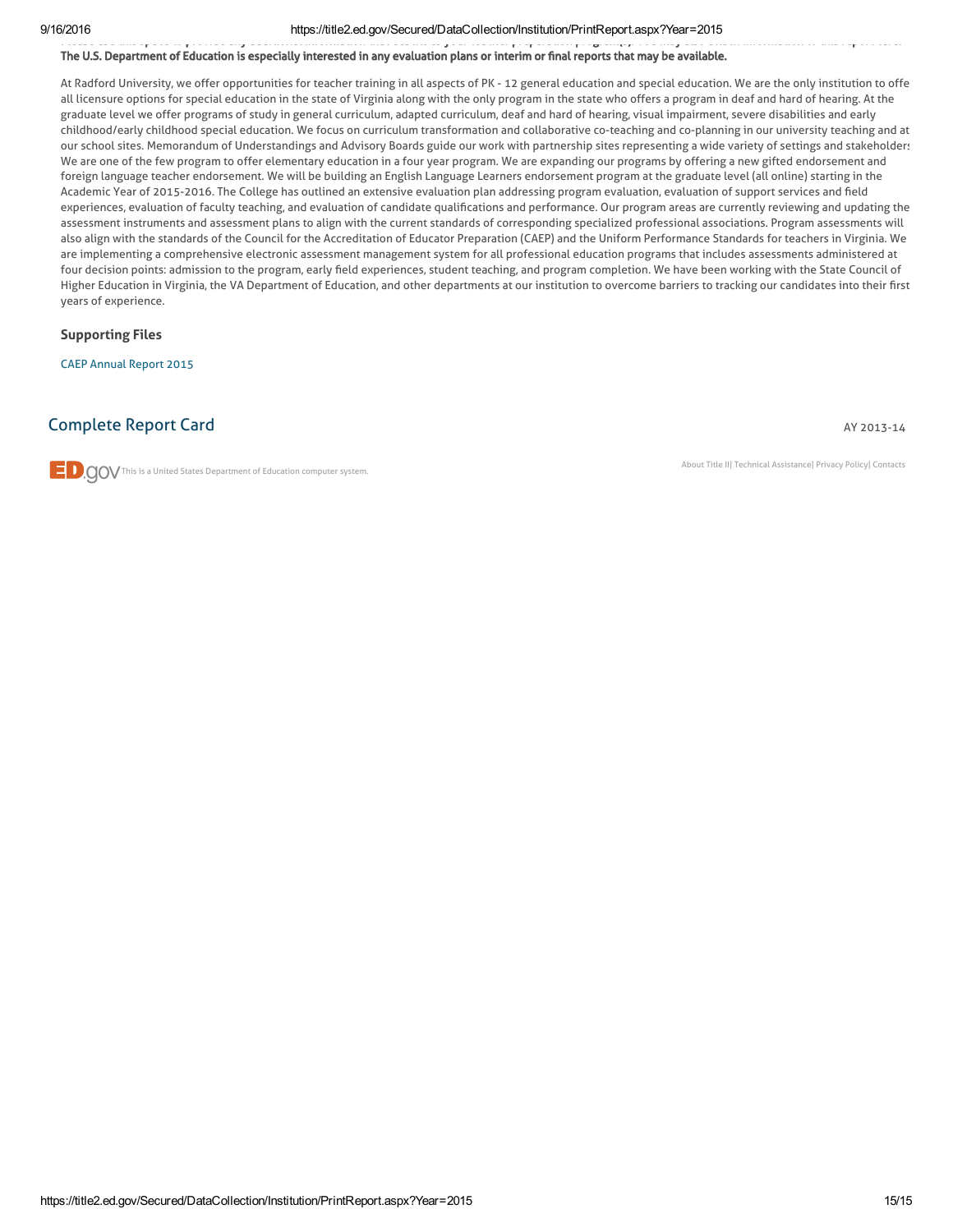**The U.S. Department of Education is especially interested in any evaluation plans or interim or final reports that may be available.**

At Radford University, we offer opportunities for teacher training in all aspects of PK - 12 general education and special education. We are the only institution to offe all licensure options for special education in the state of Virginia along with the only program in the state who offers a program in deaf and hard of hearing. At the graduate level we offer programs of study in general curriculum, adapted curriculum, deaf and hard of hearing, visual impairment, severe disabilities and early childhood/early childhood special education. We focus on curriculum transformation and collaborative co-teaching and co-planning in our university teaching and at our school sites. Memorandum of Understandings and Advisory Boards guide our work with partnership sites representing a wide variety of settings and stakeholders We are one of the few program to offer elementary education in a four year program. We are expanding our programs by offering a new gifted endorsement and foreign language teacher endorsement. We will be building an English Language Learners endorsement program at the graduate level (all online) starting in the Academic Year of 2015-2016. The College has outlined an extensive evaluation plan addressing program evaluation, evaluation of support services and field experiences, evaluation of faculty teaching, and evaluation of candidate qualifications and performance. Our program areas are currently reviewing and updating the assessment instruments and assessment plans to align with the current standards of corresponding specialized professional associations. Program assessments will also align with the standards of the Council for the Accreditation of Educator Preparation (CAEP) and the Uniform Performance Standards for teachers in Virginia. We are implementing a comprehensive electronic assessment management system for all professional education programs that includes assessments administered at four decision points: admission to the program, early field experiences, student teaching, and program completion. We have been working with the State Council of Higher Education in Virginia, the VA Department of Education, and other departments at our institution to overcome barriers to tracking our candidates into their first years of experience.

### Supporting Files

CAEP Annual Report 2015

## Complete Report Card

AY 2013-14

ED.gov This is a United States Department of Education computer system.

About Title II| Technical Assistance| Privacy Policy| Contacts